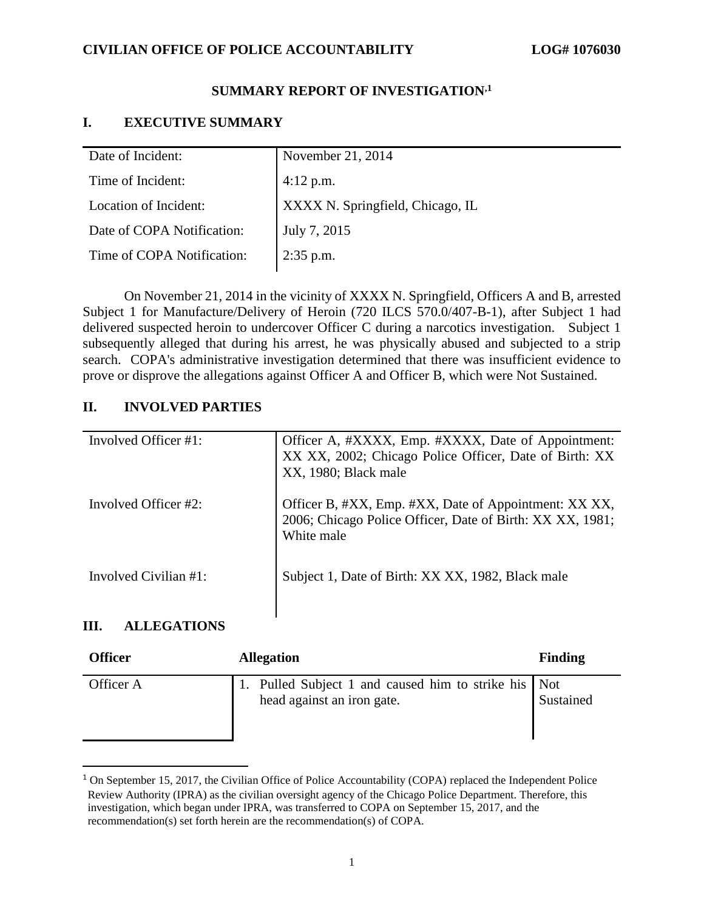**CIVILIAN OFFICE OF POLICE ACCOUNTABILITY** **LOG# 1076030**

# SUMMARY REPORT OF INVESTIGATION[1]

## I. EXECUTIVE SUMMARY

| | |
|---|---|
| Date of Incident: | November 21, 2014 |
| Time of Incident: | 4:12 p.m. |
| Location of Incident: | XXXX N. Springfield, Chicago, IL |
| Date of COPA Notification: | July 7, 2015 |
| Time of COPA Notification: | 2:35 p.m. |

On November 21, 2014 in the vicinity of XXXX N. Springfield, Officers A and B, arrested Subject 1 for Manufacture/Delivery of Heroin (720 ILCS 570.0/407-B-1), after Subject 1 had delivered suspected heroin to undercover Officer C during a narcotics investigation. Subject 1 subsequently alleged that during his arrest, he was physically abused and subjected to a strip search. COPA's administrative investigation determined that there was insufficient evidence to prove or disprove the allegations against Officer A and Officer B, which were Not Sustained.

## II. INVOLVED PARTIES

| | |
|---|---|
| Involved Officer #1: | Officer A, #XXXX, Emp. #XXXX, Date of Appointment: XX XX, 2002; Chicago Police Officer, Date of Birth: XX XX, 1980; Black male |
| Involved Officer #2: | Officer B, #XX, Emp. #XX, Date of Appointment: XX XX, 2006; Chicago Police Officer, Date of Birth: XX XX, 1981; White male |
| Involved Civilian #1: | Subject 1, Date of Birth: XX XX, 1982, Black male |

## III. ALLEGATIONS

| Officer | Allegation | Finding |
|---|---|---|
| Officer A | 1. Pulled Subject 1 and caused him to strike his head against an iron gate. | Not Sustained |

[1] On September 15, 2017, the Civilian Office of Police Accountability (COPA) replaced the Independent Police Review Authority (IPRA) as the civilian oversight agency of the Chicago Police Department. Therefore, this investigation, which began under IPRA, was transferred to COPA on September 15, 2017, and the recommendation(s) set forth herein are the recommendation(s) of COPA.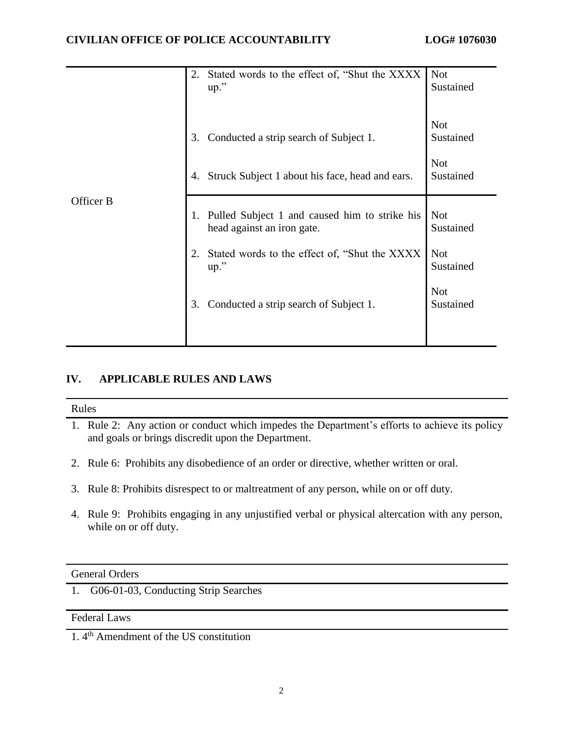| | | |
|---|---|---|
| | 2. Stated words to the effect of, "Shut the XXXX up." | Not Sustained |
| | 3. Conducted a strip search of Subject 1. | Not Sustained |
| | 4. Struck Subject 1 about his face, head and ears. | Not Sustained |
| Officer B | 1. Pulled Subject 1 and caused him to strike his head against an iron gate. | Not Sustained |
| | 2. Stated words to the effect of, "Shut the XXXX up." | Not Sustained |
| | 3. Conducted a strip search of Subject 1. | Not Sustained |

## IV. APPLICABLE RULES AND LAWS

**Rules**

1. Rule 2: Any action or conduct which impedes the Department's efforts to achieve its policy and goals or brings discredit upon the Department.
2. Rule 6: Prohibits any disobedience of an order or directive, whether written or oral.
3. Rule 8: Prohibits disrespect to or maltreatment of any person, while on or off duty.
4. Rule 9: Prohibits engaging in any unjustified verbal or physical altercation with any person, while on or off duty.

**General Orders**

1. G06-01-03, Conducting Strip Searches

**Federal Laws**

1. 4th Amendment of the US constitution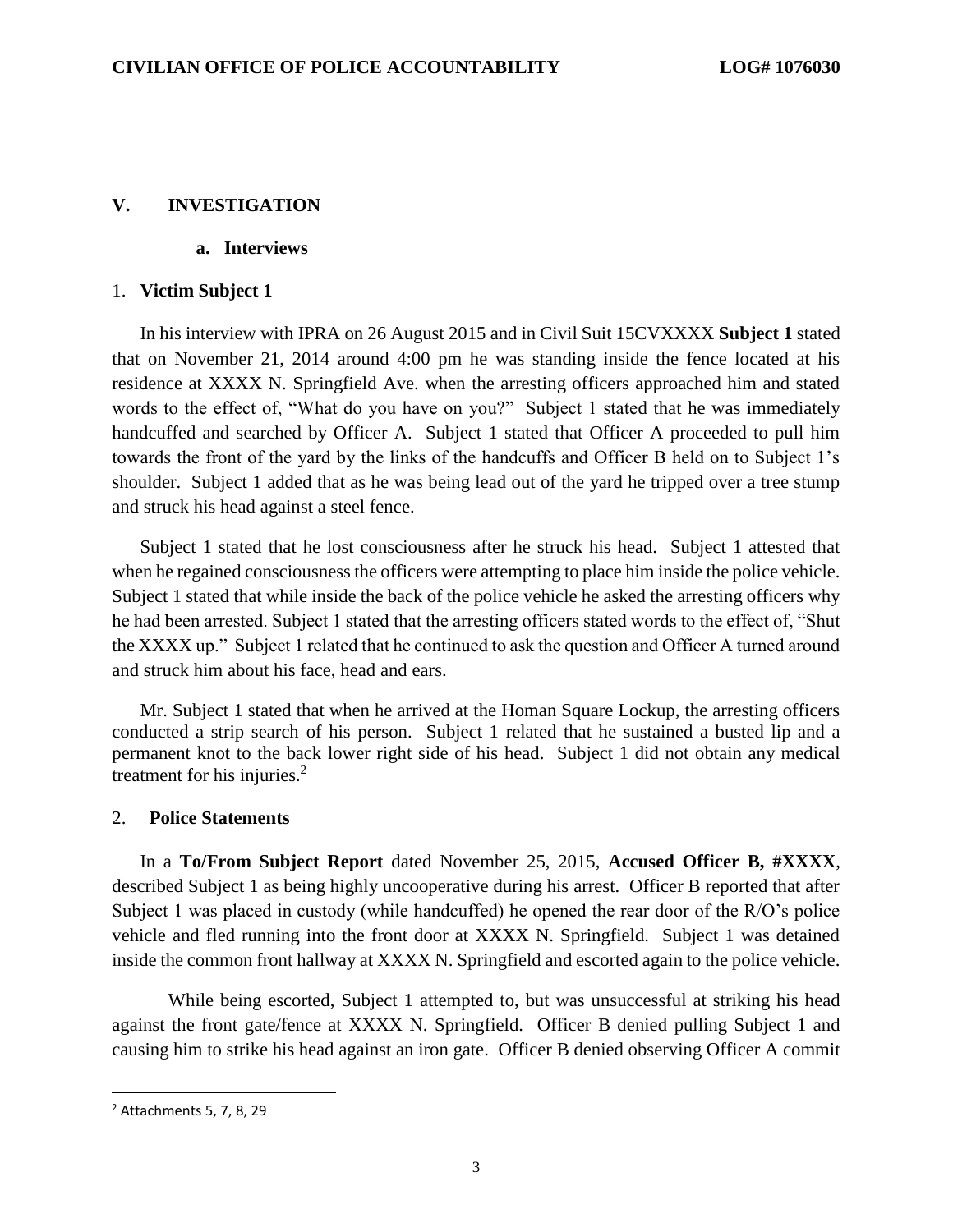## V. INVESTIGATION

### a. Interviews

1. **Victim Subject 1**

In his interview with IPRA on 26 August 2015 and in Civil Suit 15CVXXXX **Subject 1** stated that on November 21, 2014 around 4:00 pm he was standing inside the fence located at his residence at XXXX N. Springfield Ave. when the arresting officers approached him and stated words to the effect of, "What do you have on you?" Subject 1 stated that he was immediately handcuffed and searched by Officer A. Subject 1 stated that Officer A proceeded to pull him towards the front of the yard by the links of the handcuffs and Officer B held on to Subject 1's shoulder. Subject 1 added that as he was being lead out of the yard he tripped over a tree stump and struck his head against a steel fence.

Subject 1 stated that he lost consciousness after he struck his head. Subject 1 attested that when he regained consciousness the officers were attempting to place him inside the police vehicle. Subject 1 stated that while inside the back of the police vehicle he asked the arresting officers why he had been arrested. Subject 1 stated that the arresting officers stated words to the effect of, "Shut the XXXX up." Subject 1 related that he continued to ask the question and Officer A turned around and struck him about his face, head and ears.

Mr. Subject 1 stated that when he arrived at the Homan Square Lockup, the arresting officers conducted a strip search of his person. Subject 1 related that he sustained a busted lip and a permanent knot to the back lower right side of his head. Subject 1 did not obtain any medical treatment for his injuries.[2]

2. **Police Statements**

In a **To/From Subject Report** dated November 25, 2015, **Accused Officer B, #XXXX**, described Subject 1 as being highly uncooperative during his arrest. Officer B reported that after Subject 1 was placed in custody (while handcuffed) he opened the rear door of the R/O's police vehicle and fled running into the front door at XXXX N. Springfield. Subject 1 was detained inside the common front hallway at XXXX N. Springfield and escorted again to the police vehicle.

While being escorted, Subject 1 attempted to, but was unsuccessful at striking his head against the front gate/fence at XXXX N. Springfield. Officer B denied pulling Subject 1 and causing him to strike his head against an iron gate. Officer B denied observing Officer A commit

---

[2] Attachments 5, 7, 8, 29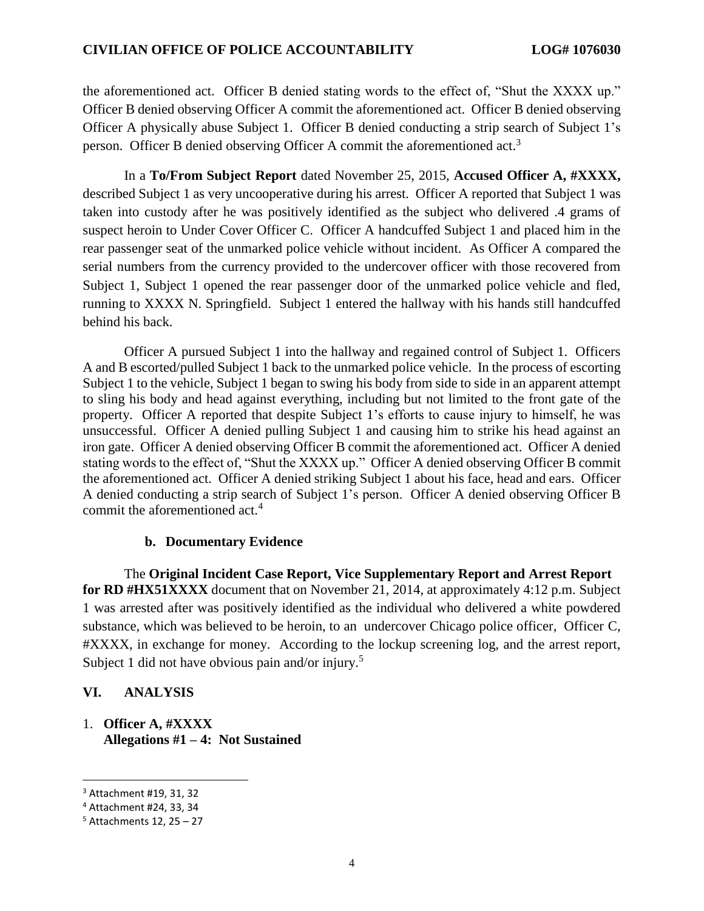the aforementioned act. Officer B denied stating words to the effect of, "Shut the XXXX up." Officer B denied observing Officer A commit the aforementioned act. Officer B denied observing Officer A physically abuse Subject 1. Officer B denied conducting a strip search of Subject 1's person. Officer B denied observing Officer A commit the aforementioned act.[3]

In a **To/From Subject Report** dated November 25, 2015, **Accused Officer A, #XXXX,** described Subject 1 as very uncooperative during his arrest. Officer A reported that Subject 1 was taken into custody after he was positively identified as the subject who delivered .4 grams of suspect heroin to Under Cover Officer C. Officer A handcuffed Subject 1 and placed him in the rear passenger seat of the unmarked police vehicle without incident. As Officer A compared the serial numbers from the currency provided to the undercover officer with those recovered from Subject 1, Subject 1 opened the rear passenger door of the unmarked police vehicle and fled, running to XXXX N. Springfield. Subject 1 entered the hallway with his hands still handcuffed behind his back.

Officer A pursued Subject 1 into the hallway and regained control of Subject 1. Officers A and B escorted/pulled Subject 1 back to the unmarked police vehicle. In the process of escorting Subject 1 to the vehicle, Subject 1 began to swing his body from side to side in an apparent attempt to sling his body and head against everything, including but not limited to the front gate of the property. Officer A reported that despite Subject 1's efforts to cause injury to himself, he was unsuccessful. Officer A denied pulling Subject 1 and causing him to strike his head against an iron gate. Officer A denied observing Officer B commit the aforementioned act. Officer A denied stating words to the effect of, "Shut the XXXX up." Officer A denied observing Officer B commit the aforementioned act. Officer A denied striking Subject 1 about his face, head and ears. Officer A denied conducting a strip search of Subject 1's person. Officer A denied observing Officer B commit the aforementioned act.[4]

### b. Documentary Evidence

The **Original Incident Case Report, Vice Supplementary Report and Arrest Report for RD #HX51XXXX** document that on November 21, 2014, at approximately 4:12 p.m. Subject 1 was arrested after was positively identified as the individual who delivered a white powdered substance, which was believed to be heroin, to an undercover Chicago police officer, Officer C, #XXXX, in exchange for money. According to the lockup screening log, and the arrest report, Subject 1 did not have obvious pain and/or injury.[5]

## VI. ANALYSIS

1. **Officer A, #XXXX**
   **Allegations #1 – 4: Not Sustained**

---

[3] Attachment #19, 31, 32

[4] Attachment #24, 33, 34

[5] Attachments 12, 25 – 27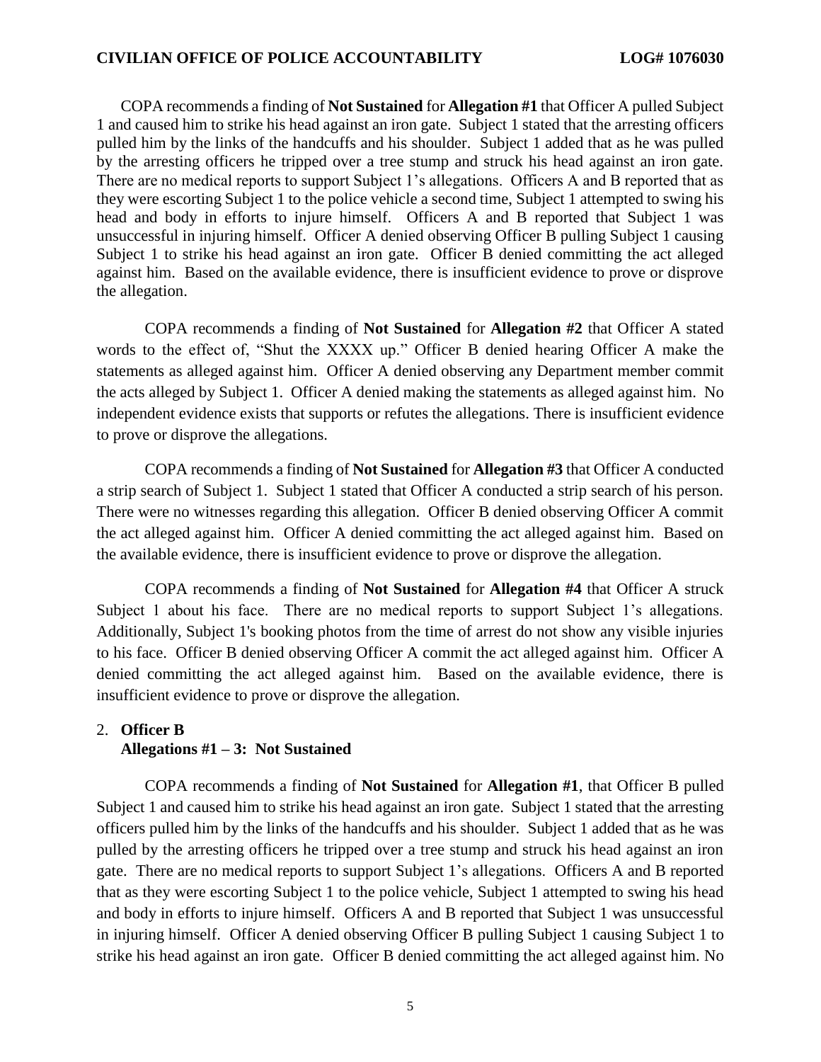COPA recommends a finding of **Not Sustained** for **Allegation #1** that Officer A pulled Subject 1 and caused him to strike his head against an iron gate. Subject 1 stated that the arresting officers pulled him by the links of the handcuffs and his shoulder. Subject 1 added that as he was pulled by the arresting officers he tripped over a tree stump and struck his head against an iron gate. There are no medical reports to support Subject 1's allegations. Officers A and B reported that as they were escorting Subject 1 to the police vehicle a second time, Subject 1 attempted to swing his head and body in efforts to injure himself. Officers A and B reported that Subject 1 was unsuccessful in injuring himself. Officer A denied observing Officer B pulling Subject 1 causing Subject 1 to strike his head against an iron gate. Officer B denied committing the act alleged against him. Based on the available evidence, there is insufficient evidence to prove or disprove the allegation.

COPA recommends a finding of **Not Sustained** for **Allegation #2** that Officer A stated words to the effect of, "Shut the XXXX up." Officer B denied hearing Officer A make the statements as alleged against him. Officer A denied observing any Department member commit the acts alleged by Subject 1. Officer A denied making the statements as alleged against him. No independent evidence exists that supports or refutes the allegations. There is insufficient evidence to prove or disprove the allegations.

COPA recommends a finding of **Not Sustained** for **Allegation #3** that Officer A conducted a strip search of Subject 1. Subject 1 stated that Officer A conducted a strip search of his person. There were no witnesses regarding this allegation. Officer B denied observing Officer A commit the act alleged against him. Officer A denied committing the act alleged against him. Based on the available evidence, there is insufficient evidence to prove or disprove the allegation.

COPA recommends a finding of **Not Sustained** for **Allegation #4** that Officer A struck Subject 1 about his face. There are no medical reports to support Subject 1's allegations. Additionally, Subject 1's booking photos from the time of arrest do not show any visible injuries to his face. Officer B denied observing Officer A commit the act alleged against him. Officer A denied committing the act alleged against him. Based on the available evidence, there is insufficient evidence to prove or disprove the allegation.

2. **Officer B**
   **Allegations #1 – 3: Not Sustained**

COPA recommends a finding of **Not Sustained** for **Allegation #1**, that Officer B pulled Subject 1 and caused him to strike his head against an iron gate. Subject 1 stated that the arresting officers pulled him by the links of the handcuffs and his shoulder. Subject 1 added that as he was pulled by the arresting officers he tripped over a tree stump and struck his head against an iron gate. There are no medical reports to support Subject 1's allegations. Officers A and B reported that as they were escorting Subject 1 to the police vehicle, Subject 1 attempted to swing his head and body in efforts to injure himself. Officers A and B reported that Subject 1 was unsuccessful in injuring himself. Officer A denied observing Officer B pulling Subject 1 causing Subject 1 to strike his head against an iron gate. Officer B denied committing the act alleged against him. No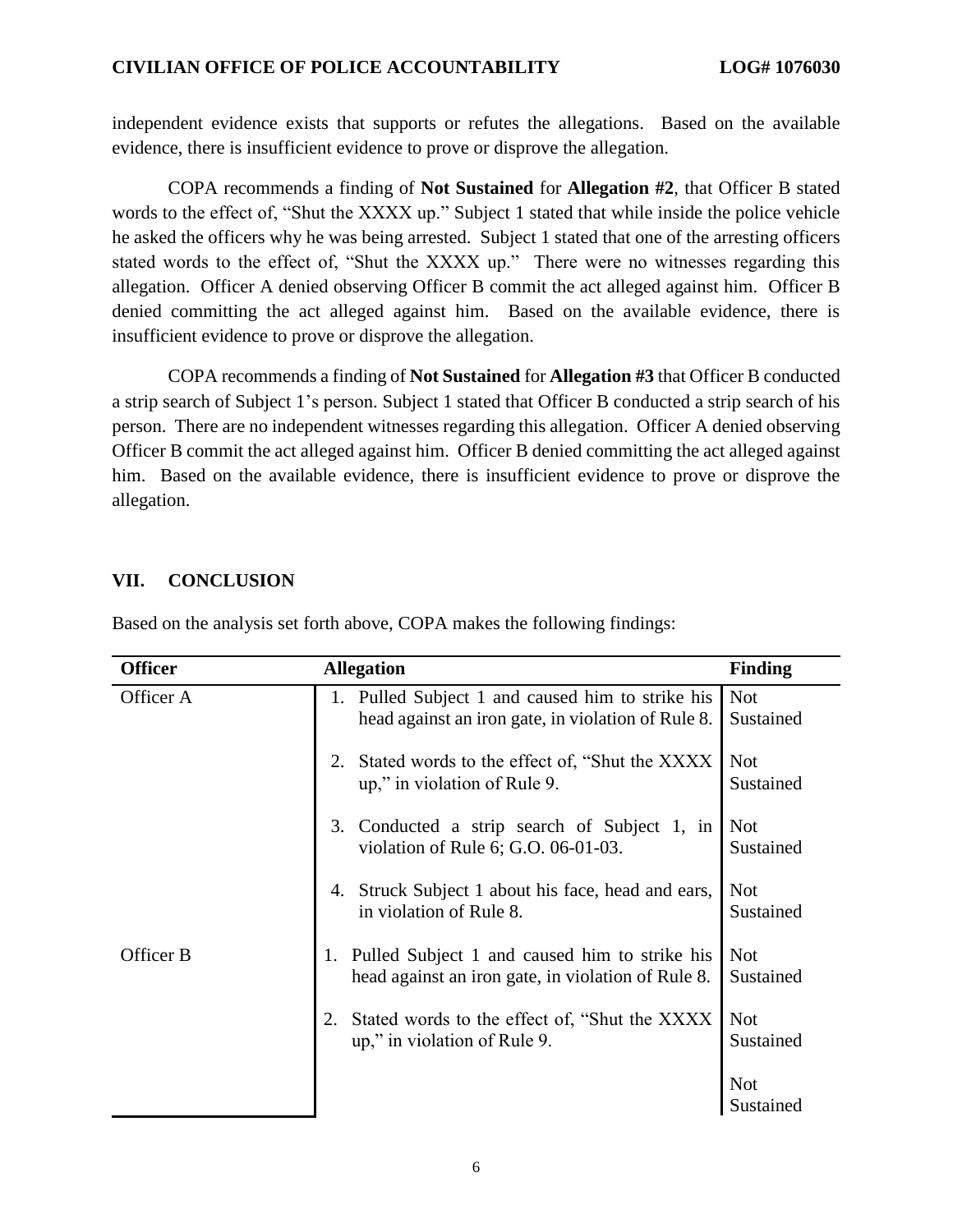independent evidence exists that supports or refutes the allegations. Based on the available evidence, there is insufficient evidence to prove or disprove the allegation.

COPA recommends a finding of **Not Sustained** for **Allegation #2**, that Officer B stated words to the effect of, "Shut the XXXX up." Subject 1 stated that while inside the police vehicle he asked the officers why he was being arrested. Subject 1 stated that one of the arresting officers stated words to the effect of, "Shut the XXXX up." There were no witnesses regarding this allegation. Officer A denied observing Officer B commit the act alleged against him. Officer B denied committing the act alleged against him. Based on the available evidence, there is insufficient evidence to prove or disprove the allegation.

COPA recommends a finding of **Not Sustained** for **Allegation #3** that Officer B conducted a strip search of Subject 1's person. Subject 1 stated that Officer B conducted a strip search of his person. There are no independent witnesses regarding this allegation. Officer A denied observing Officer B commit the act alleged against him. Officer B denied committing the act alleged against him. Based on the available evidence, there is insufficient evidence to prove or disprove the allegation.

## VII. CONCLUSION

Based on the analysis set forth above, COPA makes the following findings:

| Officer | Allegation | Finding |
|---|---|---|
| Officer A | 1. Pulled Subject 1 and caused him to strike his head against an iron gate, in violation of Rule 8. | Not Sustained |
| | 2. Stated words to the effect of, "Shut the XXXX up," in violation of Rule 9. | Not Sustained |
| | 3. Conducted a strip search of Subject 1, in violation of Rule 6; G.O. 06-01-03. | Not Sustained |
| | 4. Struck Subject 1 about his face, head and ears, in violation of Rule 8. | Not Sustained |
| Officer B | 1. Pulled Subject 1 and caused him to strike his head against an iron gate, in violation of Rule 8. | Not Sustained |
| | 2. Stated words to the effect of, "Shut the XXXX up," in violation of Rule 9. | Not Sustained |
| | | Not Sustained |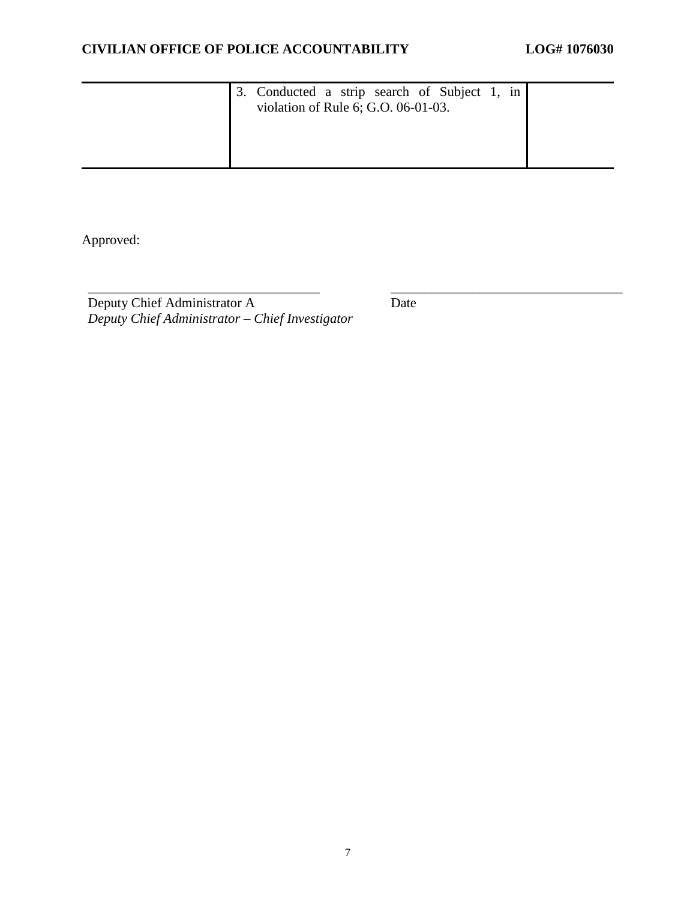| | | |
|---|---|---|
| | 3. Conducted a strip search of Subject 1, in violation of Rule 6; G.O. 06-01-03. | |

Approved:

\_\_\_\_\_\_\_\_\_\_\_\_\_\_\_\_\_\_\_\_\_\_\_\_\_\_\_\_\_\_\_\_\_\_ \_\_\_\_\_\_\_\_\_\_\_\_\_\_\_\_\_\_\_\_\_\_\_\_\_\_\_\_\_\_\_\_\_\_

Deputy Chief Administrator A
*Deputy Chief Administrator – Chief Investigator*

Date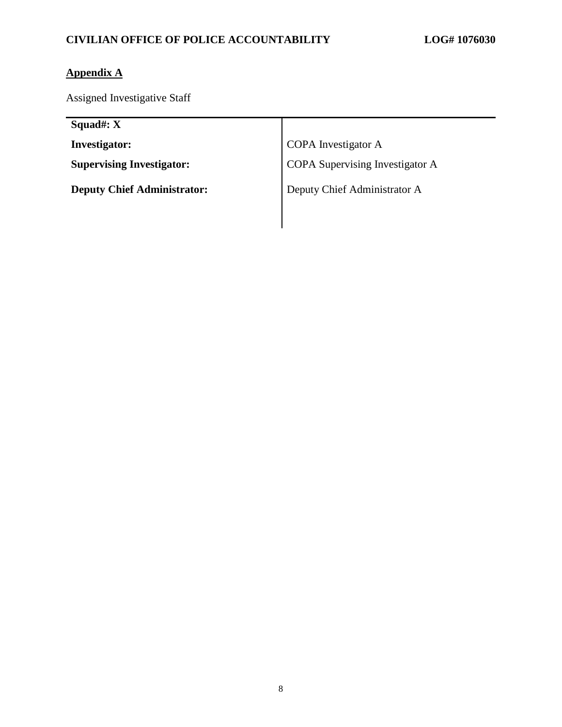## Appendix A

Assigned Investigative Staff

| | |
|---|---|
| **Squad#: X** | |
| **Investigator:** | COPA Investigator A |
| **Supervising Investigator:** | COPA Supervising Investigator A |
| **Deputy Chief Administrator:** | Deputy Chief Administrator A |